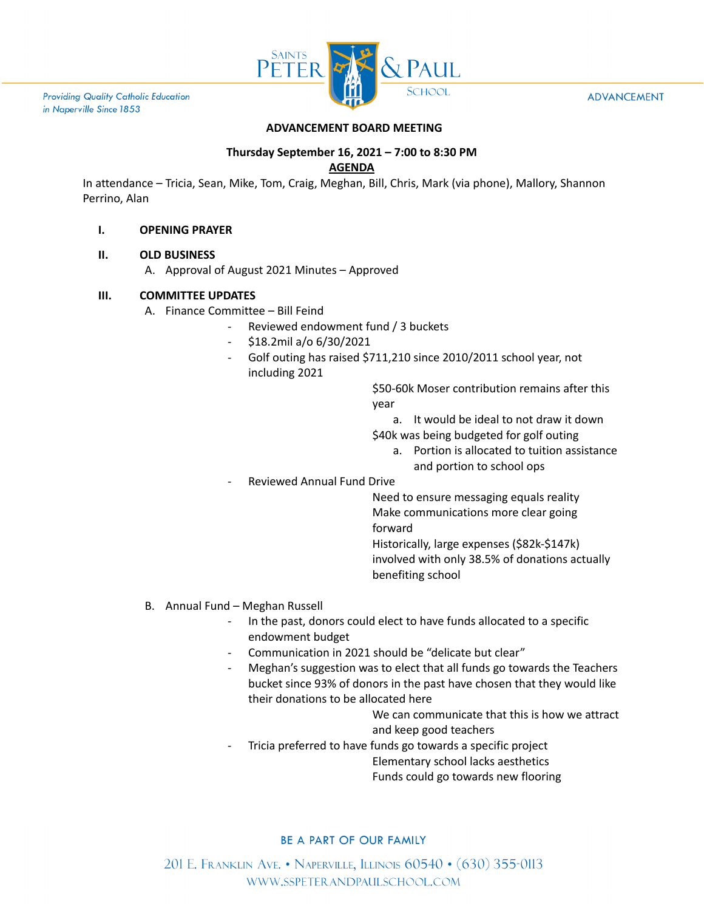# ADVANCEMENT BOARD MEETING

**Thursday September 16, 2021 – 7:00 to 8:30 PM**

**AGENDA**

In attendance – Tricia, Sean, Mike, Tom, Craig, Meghan, Bill, Chris, Mark (via phone), Mallory, Shannon Perrino, Alan

**I. OPENING PRAYER**

**II. OLD BUSINESS**

A. Approval of August 2021 Minutes – Approved

**III. COMMITTEE UPDATES**

A. Finance Committee – Bill Feind

- Reviewed endowment fund / 3 buckets
- $18.2mil a/o 6/30/2021
- Golf outing has raised $711,210 since 2010/2011 school year, not including 2021
  - $50-60k Moser contribution remains after this year
    - a. It would be ideal to not draw it down
  - $40k was being budgeted for golf outing
    - a. Portion is allocated to tuition assistance and portion to school ops
- Reviewed Annual Fund Drive
  - Need to ensure messaging equals reality
  - Make communications more clear going forward
  - Historically, large expenses ($82k-$147k) involved with only 38.5% of donations actually benefiting school

B. Annual Fund – Meghan Russell

- In the past, donors could elect to have funds allocated to a specific endowment budget
- Communication in 2021 should be "delicate but clear"
- Meghan's suggestion was to elect that all funds go towards the Teachers bucket since 93% of donors in the past have chosen that they would like their donations to be allocated here
  - We can communicate that this is how we attract and keep good teachers
- Tricia preferred to have funds go towards a specific project
  - Elementary school lacks aesthetics
  - Funds could go towards new flooring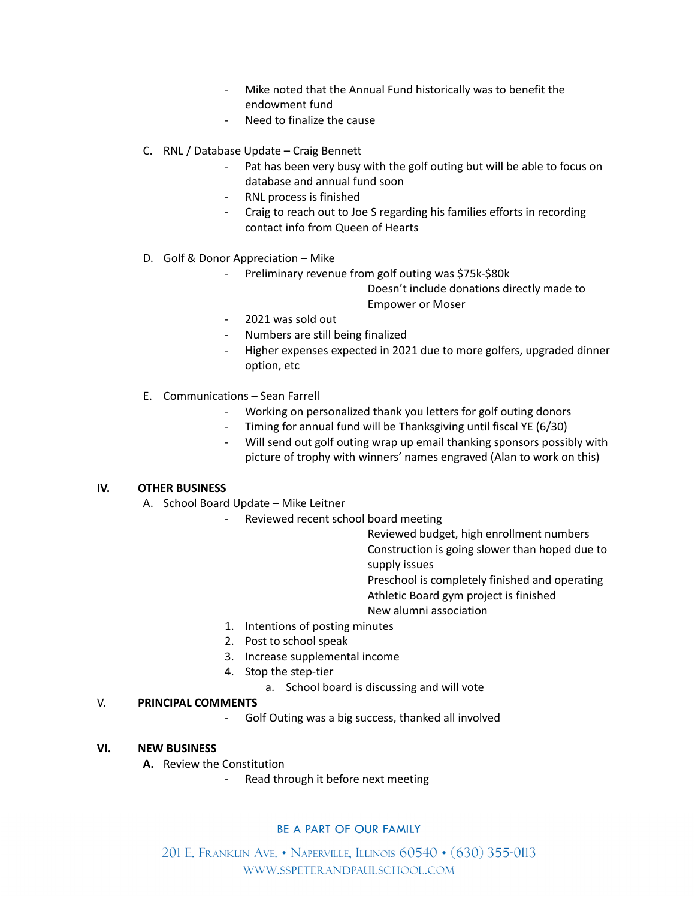- Mike noted that the Annual Fund historically was to benefit the endowment fund
- Need to finalize the cause

C. RNL / Database Update – Craig Bennett

- Pat has been very busy with the golf outing but will be able to focus on database and annual fund soon
- RNL process is finished
- Craig to reach out to Joe S regarding his families efforts in recording contact info from Queen of Hearts

D. Golf & Donor Appreciation – Mike

- Preliminary revenue from golf outing was $75k-$80k
    - Doesn't include donations directly made to Empower or Moser
- 2021 was sold out
- Numbers are still being finalized
- Higher expenses expected in 2021 due to more golfers, upgraded dinner option, etc

E. Communications – Sean Farrell

- Working on personalized thank you letters for golf outing donors
- Timing for annual fund will be Thanksgiving until fiscal YE (6/30)
- Will send out golf outing wrap up email thanking sponsors possibly with picture of trophy with winners' names engraved (Alan to work on this)

## IV. OTHER BUSINESS

A. School Board Update – Mike Leitner

- Reviewed recent school board meeting
    - Reviewed budget, high enrollment numbers
    - Construction is going slower than hoped due to supply issues
    - Preschool is completely finished and operating
    - Athletic Board gym project is finished
    - New alumni association

1. Intentions of posting minutes
2. Post to school speak
3. Increase supplemental income
4. Stop the step-tier
    a. School board is discussing and will vote

## V. PRINCIPAL COMMENTS

- Golf Outing was a big success, thanked all involved

## VI. NEW BUSINESS

**A.** Review the Constitution

- Read through it before next meeting

BE A PART OF OUR FAMILY

201 E. Franklin Ave. • Naperville, Illinois 60540 • (630) 355-0113
www.sspeterandpaulschool.com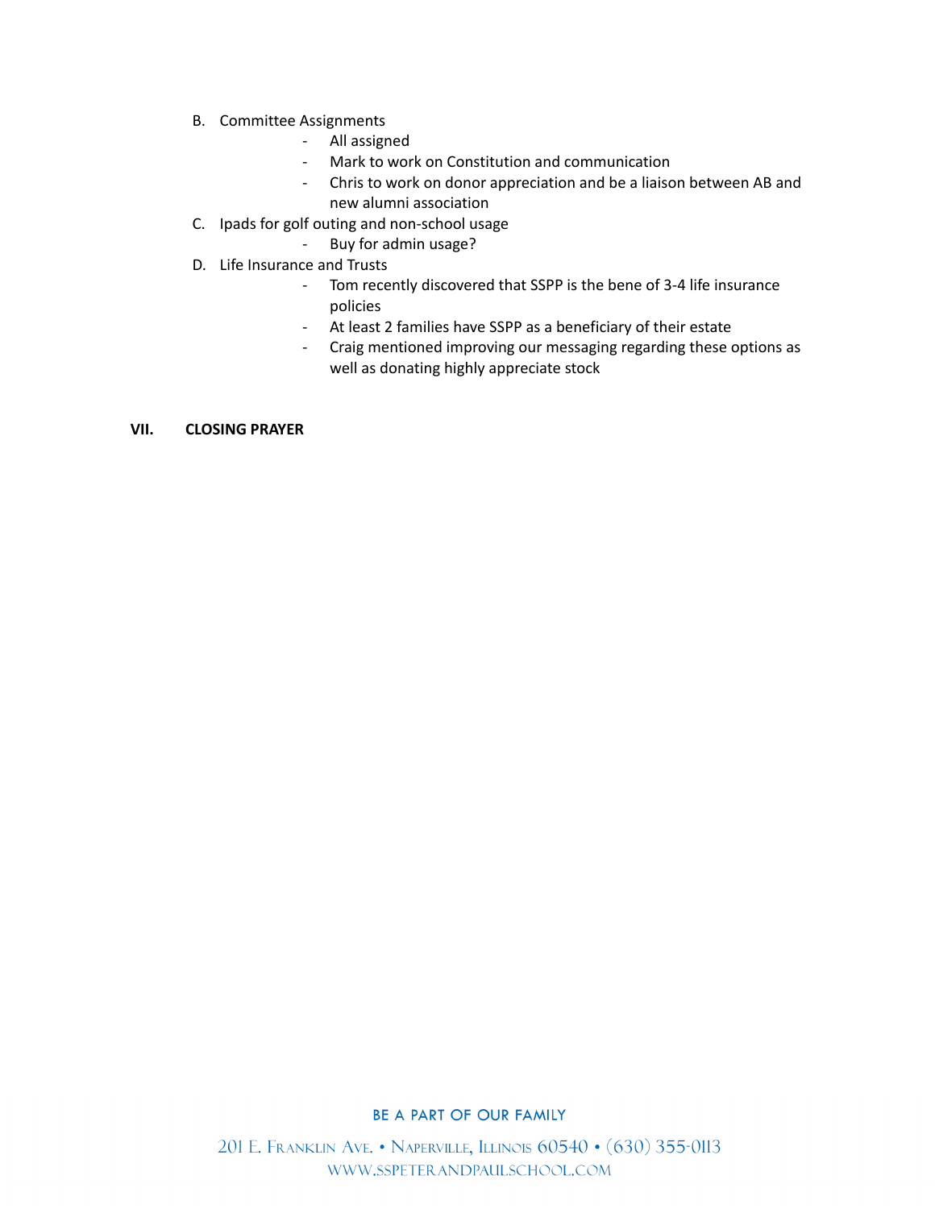B. Committee Assignments
   - All assigned
   - Mark to work on Constitution and communication
   - Chris to work on donor appreciation and be a liaison between AB and new alumni association

C. Ipads for golf outing and non-school usage
   - Buy for admin usage?

D. Life Insurance and Trusts
   - Tom recently discovered that SSPP is the bene of 3-4 life insurance policies
   - At least 2 families have SSPP as a beneficiary of their estate
   - Craig mentioned improving our messaging regarding these options as well as donating highly appreciate stock

**VII. CLOSING PRAYER**

BE A PART OF OUR FAMILY

201 E. Franklin Ave. • Naperville, Illinois 60540 • (630) 355-0113
WWW.SSPETERANDPAULSCHOOL.COM